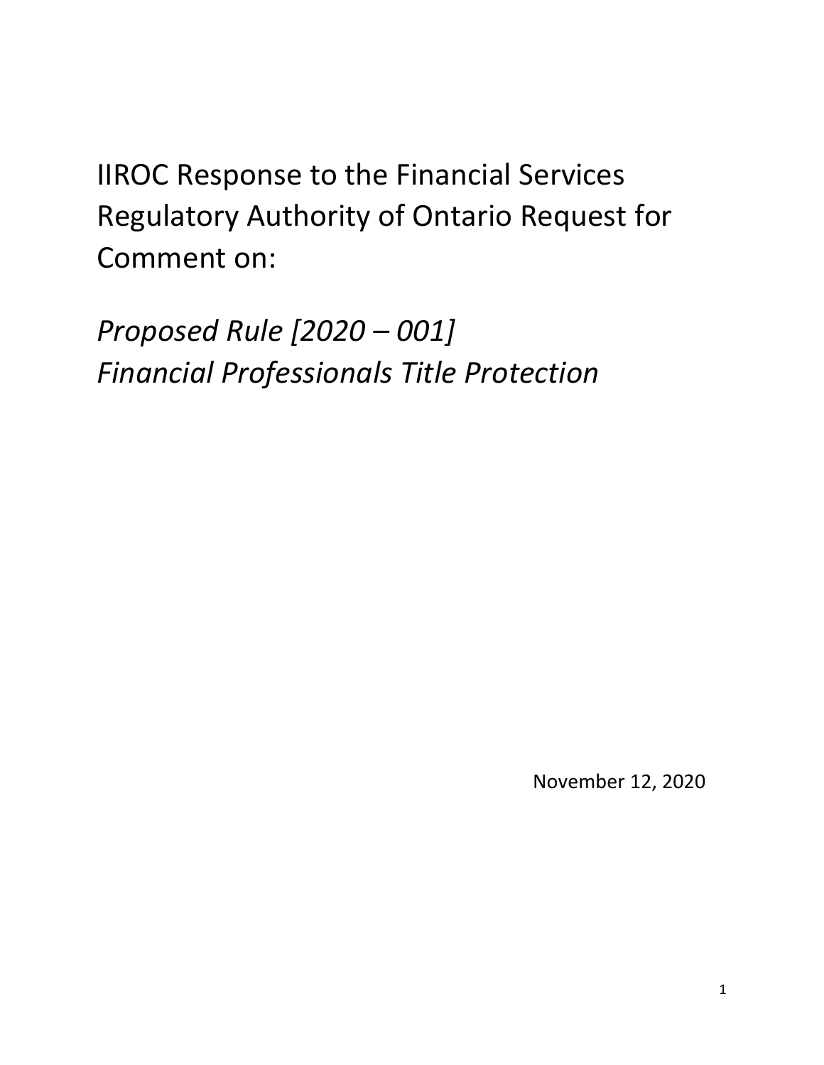# IIROC Response to the Financial Services Regulatory Authority of Ontario Request for Comment on:

## *Proposed Rule [2020 – 001] Financial Professionals Title Protection*

November 12, 2020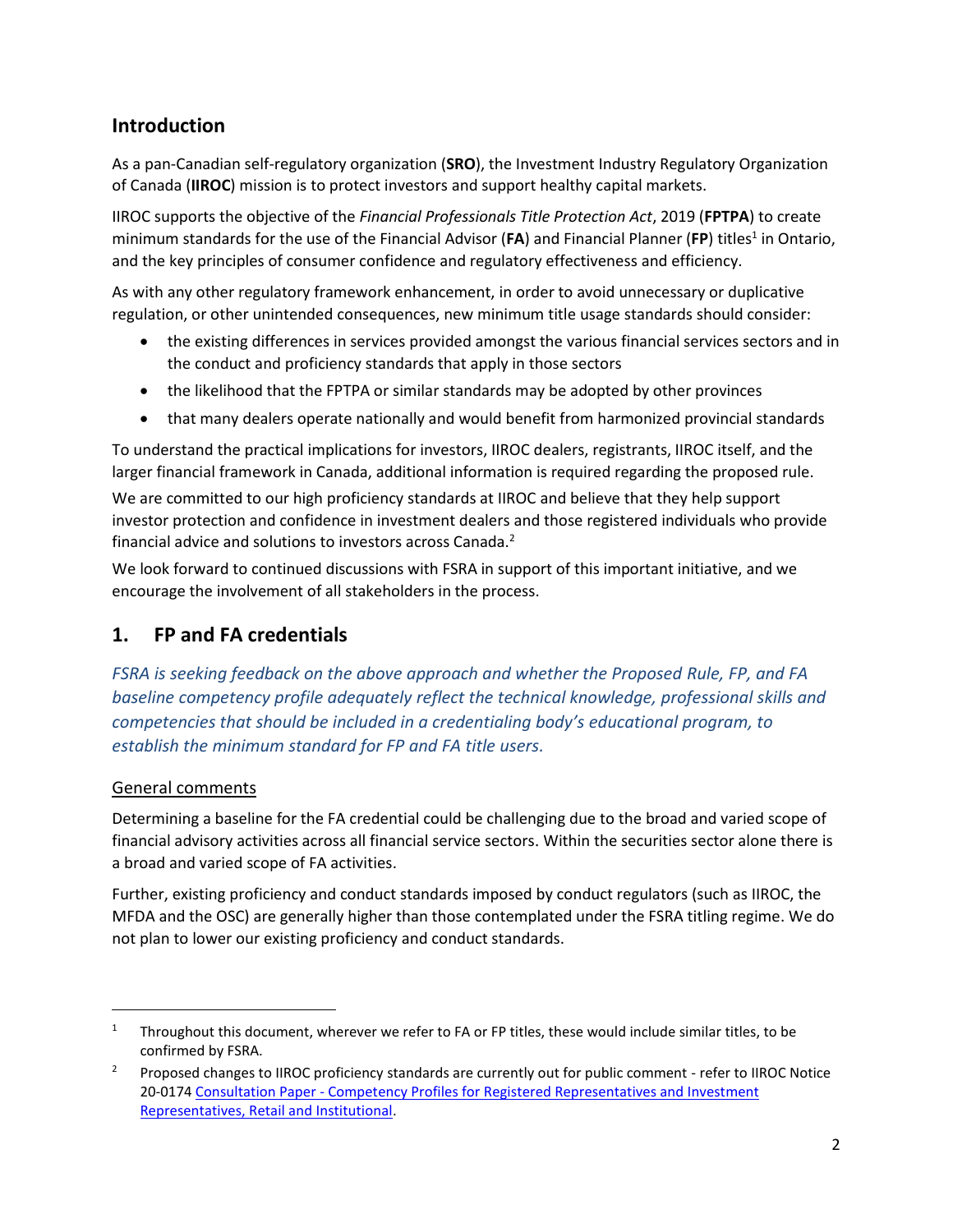## Introduction

As a pan-Canadian self-regulatory organization (**SRO**), the Investment Industry Regulatory Organization of Canada (**IIROC**) mission is to protect investors and support healthy capital markets.

IIROC supports the objective of the *Financial Professionals Title Protection Act*, 2019 (**FPTPA**) to create minimum standards for the use of the Financial Advisor (**FA**) and Financial Planner (**FP**) titles[1] in Ontario, and the key principles of consumer confidence and regulatory effectiveness and efficiency.

As with any other regulatory framework enhancement, in order to avoid unnecessary or duplicative regulation, or other unintended consequences, new minimum title usage standards should consider:

- the existing differences in services provided amongst the various financial services sectors and in the conduct and proficiency standards that apply in those sectors
- the likelihood that the FPTPA or similar standards may be adopted by other provinces
- that many dealers operate nationally and would benefit from harmonized provincial standards

To understand the practical implications for investors, IIROC dealers, registrants, IIROC itself, and the larger financial framework in Canada, additional information is required regarding the proposed rule.

We are committed to our high proficiency standards at IIROC and believe that they help support investor protection and confidence in investment dealers and those registered individuals who provide financial advice and solutions to investors across Canada.[2]

We look forward to continued discussions with FSRA in support of this important initiative, and we encourage the involvement of all stakeholders in the process.

## 1. FP and FA credentials

*FSRA is seeking feedback on the above approach and whether the Proposed Rule, FP, and FA baseline competency profile adequately reflect the technical knowledge, professional skills and competencies that should be included in a credentialing body's educational program, to establish the minimum standard for FP and FA title users.*

### General comments

Determining a baseline for the FA credential could be challenging due to the broad and varied scope of financial advisory activities across all financial service sectors. Within the securities sector alone there is a broad and varied scope of FA activities.

Further, existing proficiency and conduct standards imposed by conduct regulators (such as IIROC, the MFDA and the OSC) are generally higher than those contemplated under the FSRA titling regime. We do not plan to lower our existing proficiency and conduct standards.

---

[1] Throughout this document, wherever we refer to FA or FP titles, these would include similar titles, to be confirmed by FSRA.

[2] Proposed changes to IIROC proficiency standards are currently out for public comment - refer to IIROC Notice 20-0174 [Consultation Paper - Competency Profiles for Registered Representatives and Investment Representatives, Retail and Institutional](#).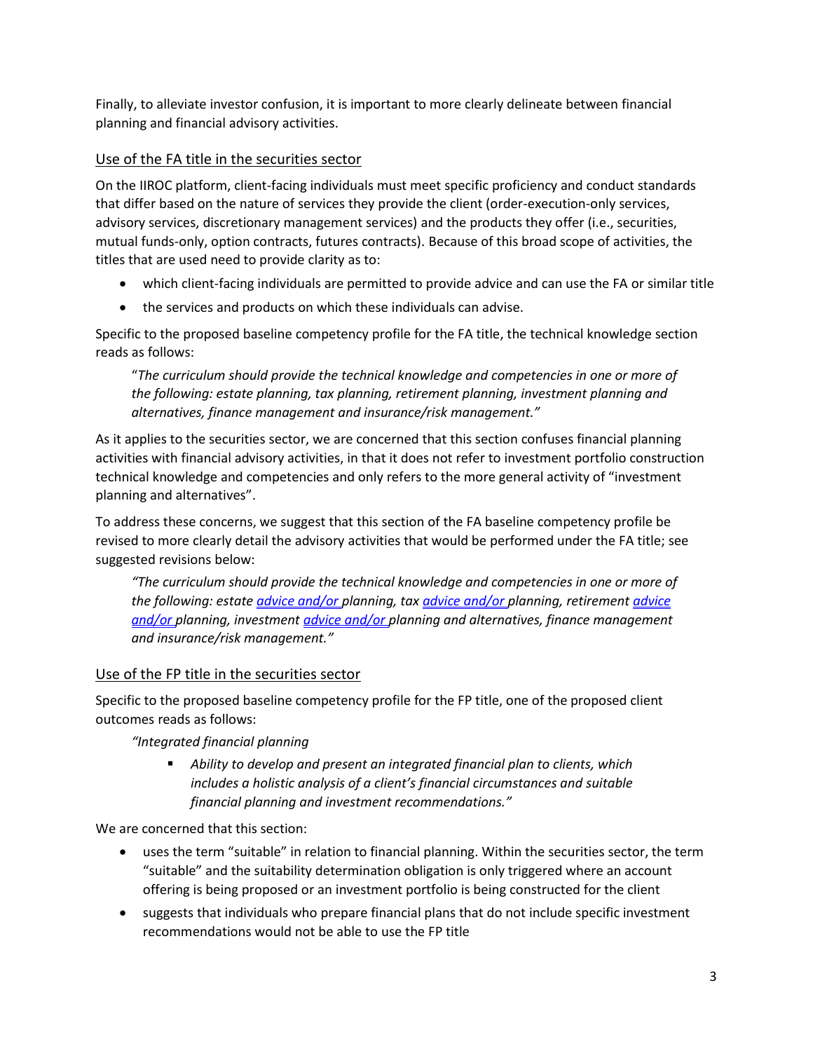Finally, to alleviate investor confusion, it is important to more clearly delineate between financial planning and financial advisory activities.

## Use of the FA title in the securities sector

On the IIROC platform, client-facing individuals must meet specific proficiency and conduct standards that differ based on the nature of services they provide the client (order-execution-only services, advisory services, discretionary management services) and the products they offer (i.e., securities, mutual funds-only, option contracts, futures contracts). Because of this broad scope of activities, the titles that are used need to provide clarity as to:

- which client-facing individuals are permitted to provide advice and can use the FA or similar title
- the services and products on which these individuals can advise.

Specific to the proposed baseline competency profile for the FA title, the technical knowledge section reads as follows:

> "*The curriculum should provide the technical knowledge and competencies in one or more of the following: estate planning, tax planning, retirement planning, investment planning and alternatives, finance management and insurance/risk management."*

As it applies to the securities sector, we are concerned that this section confuses financial planning activities with financial advisory activities, in that it does not refer to investment portfolio construction technical knowledge and competencies and only refers to the more general activity of "investment planning and alternatives".

To address these concerns, we suggest that this section of the FA baseline competency profile be revised to more clearly detail the advisory activities that would be performed under the FA title; see suggested revisions below:

> *"The curriculum should provide the technical knowledge and competencies in one or more of the following: estate <u>advice and/or</u> planning, tax <u>advice and/or</u> planning, retirement <u>advice and/or</u> planning, investment <u>advice and/or</u> planning and alternatives, finance management and insurance/risk management."*

## Use of the FP title in the securities sector

Specific to the proposed baseline competency profile for the FP title, one of the proposed client outcomes reads as follows:

> *"Integrated financial planning*
>
> - *Ability to develop and present an integrated financial plan to clients, which includes a holistic analysis of a client's financial circumstances and suitable financial planning and investment recommendations."*

We are concerned that this section:

- uses the term "suitable" in relation to financial planning. Within the securities sector, the term "suitable" and the suitability determination obligation is only triggered where an account offering is being proposed or an investment portfolio is being constructed for the client
- suggests that individuals who prepare financial plans that do not include specific investment recommendations would not be able to use the FP title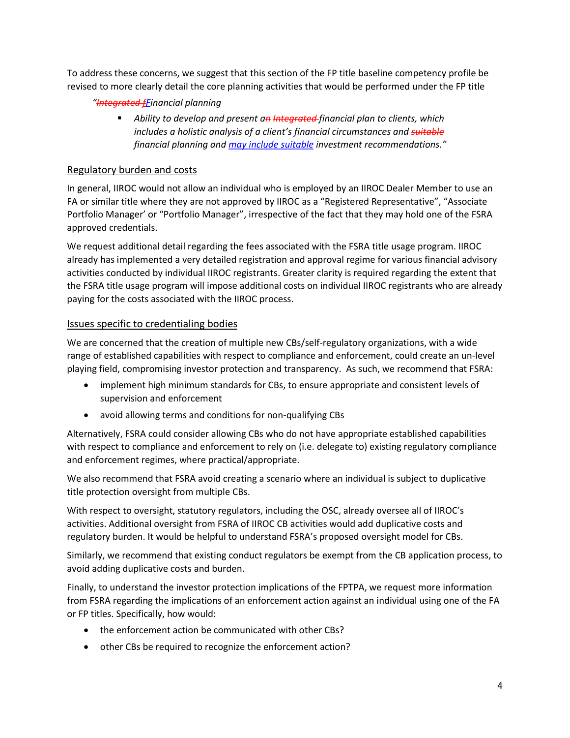To address these concerns, we suggest that this section of the FP title baseline competency profile be revised to more clearly detail the core planning activities that would be performed under the FP title

> *"~~Integrated f~~Financial planning*
>
> - *Ability to develop and present a~~n~~ ~~Integrated~~ financial plan to clients, which includes a holistic analysis of a client's financial circumstances and ~~suitable~~ financial planning and may include suitable investment recommendations."*

## Regulatory burden and costs

In general, IIROC would not allow an individual who is employed by an IIROC Dealer Member to use an FA or similar title where they are not approved by IIROC as a "Registered Representative", "Associate Portfolio Manager' or "Portfolio Manager", irrespective of the fact that they may hold one of the FSRA approved credentials.

We request additional detail regarding the fees associated with the FSRA title usage program. IIROC already has implemented a very detailed registration and approval regime for various financial advisory activities conducted by individual IIROC registrants. Greater clarity is required regarding the extent that the FSRA title usage program will impose additional costs on individual IIROC registrants who are already paying for the costs associated with the IIROC process.

## Issues specific to credentialing bodies

We are concerned that the creation of multiple new CBs/self-regulatory organizations, with a wide range of established capabilities with respect to compliance and enforcement, could create an un-level playing field, compromising investor protection and transparency. As such, we recommend that FSRA:

- implement high minimum standards for CBs, to ensure appropriate and consistent levels of supervision and enforcement
- avoid allowing terms and conditions for non-qualifying CBs

Alternatively, FSRA could consider allowing CBs who do not have appropriate established capabilities with respect to compliance and enforcement to rely on (i.e. delegate to) existing regulatory compliance and enforcement regimes, where practical/appropriate.

We also recommend that FSRA avoid creating a scenario where an individual is subject to duplicative title protection oversight from multiple CBs.

With respect to oversight, statutory regulators, including the OSC, already oversee all of IIROC's activities. Additional oversight from FSRA of IIROC CB activities would add duplicative costs and regulatory burden. It would be helpful to understand FSRA's proposed oversight model for CBs.

Similarly, we recommend that existing conduct regulators be exempt from the CB application process, to avoid adding duplicative costs and burden.

Finally, to understand the investor protection implications of the FPTPA, we request more information from FSRA regarding the implications of an enforcement action against an individual using one of the FA or FP titles. Specifically, how would:

- the enforcement action be communicated with other CBs?
- other CBs be required to recognize the enforcement action?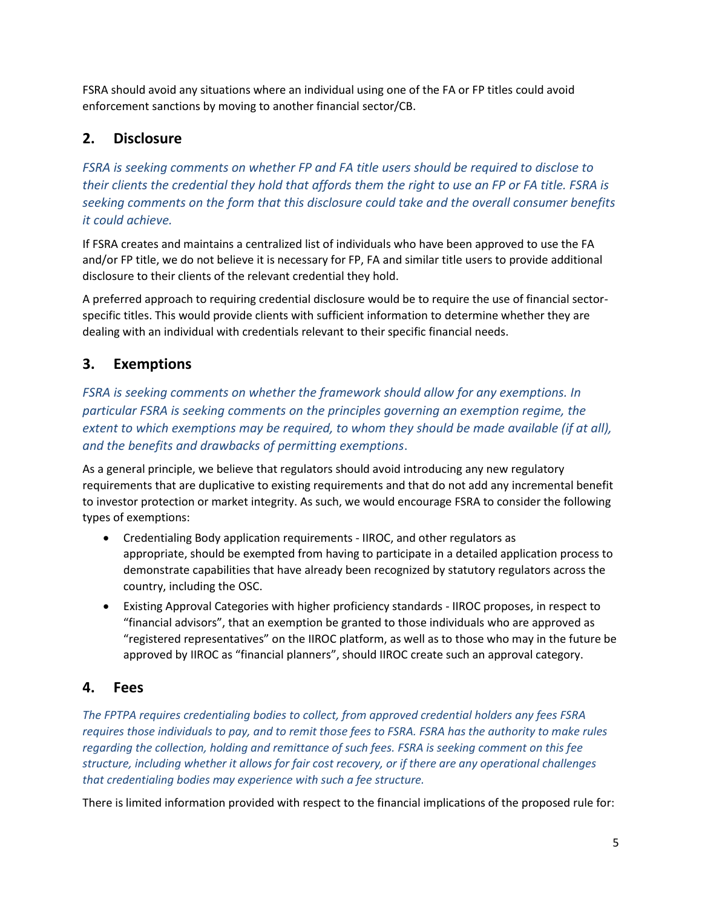FSRA should avoid any situations where an individual using one of the FA or FP titles could avoid enforcement sanctions by moving to another financial sector/CB.

## 2. Disclosure

*FSRA is seeking comments on whether FP and FA title users should be required to disclose to their clients the credential they hold that affords them the right to use an FP or FA title. FSRA is seeking comments on the form that this disclosure could take and the overall consumer benefits it could achieve.*

If FSRA creates and maintains a centralized list of individuals who have been approved to use the FA and/or FP title, we do not believe it is necessary for FP, FA and similar title users to provide additional disclosure to their clients of the relevant credential they hold.

A preferred approach to requiring credential disclosure would be to require the use of financial sector-specific titles. This would provide clients with sufficient information to determine whether they are dealing with an individual with credentials relevant to their specific financial needs.

## 3. Exemptions

*FSRA is seeking comments on whether the framework should allow for any exemptions. In particular FSRA is seeking comments on the principles governing an exemption regime, the extent to which exemptions may be required, to whom they should be made available (if at all), and the benefits and drawbacks of permitting exemptions.*

As a general principle, we believe that regulators should avoid introducing any new regulatory requirements that are duplicative to existing requirements and that do not add any incremental benefit to investor protection or market integrity. As such, we would encourage FSRA to consider the following types of exemptions:

- Credentialing Body application requirements - IIROC, and other regulators as appropriate, should be exempted from having to participate in a detailed application process to demonstrate capabilities that have already been recognized by statutory regulators across the country, including the OSC.
- Existing Approval Categories with higher proficiency standards - IIROC proposes, in respect to "financial advisors", that an exemption be granted to those individuals who are approved as "registered representatives" on the IIROC platform, as well as to those who may in the future be approved by IIROC as "financial planners", should IIROC create such an approval category.

## 4. Fees

*The FPTPA requires credentialing bodies to collect, from approved credential holders any fees FSRA requires those individuals to pay, and to remit those fees to FSRA. FSRA has the authority to make rules regarding the collection, holding and remittance of such fees. FSRA is seeking comment on this fee structure, including whether it allows for fair cost recovery, or if there are any operational challenges that credentialing bodies may experience with such a fee structure.*

There is limited information provided with respect to the financial implications of the proposed rule for: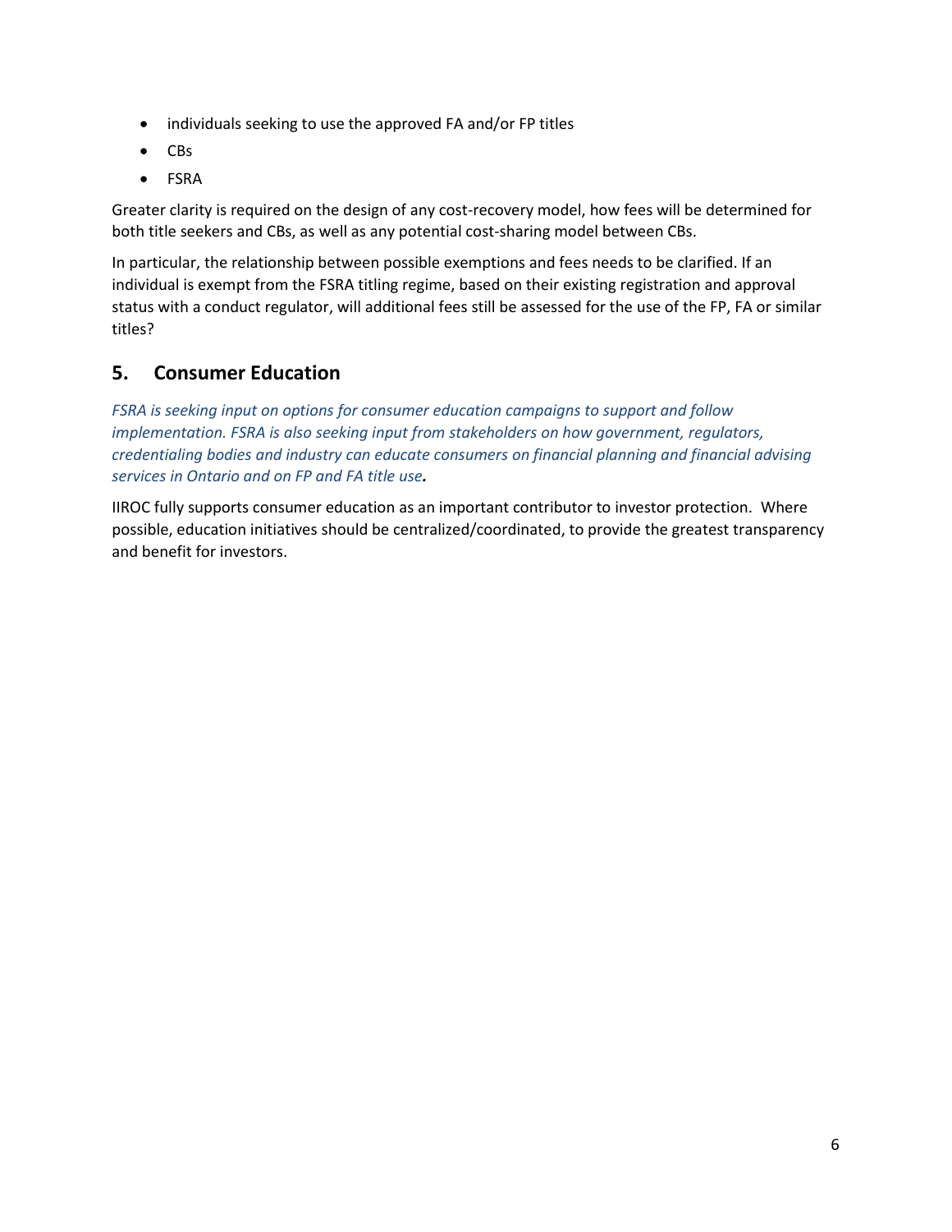- individuals seeking to use the approved FA and/or FP titles
- CBs
- FSRA

Greater clarity is required on the design of any cost-recovery model, how fees will be determined for both title seekers and CBs, as well as any potential cost-sharing model between CBs.

In particular, the relationship between possible exemptions and fees needs to be clarified. If an individual is exempt from the FSRA titling regime, based on their existing registration and approval status with a conduct regulator, will additional fees still be assessed for the use of the FP, FA or similar titles?

## 5. Consumer Education

*FSRA is seeking input on options for consumer education campaigns to support and follow implementation. FSRA is also seeking input from stakeholders on how government, regulators, credentialing bodies and industry can educate consumers on financial planning and financial advising services in Ontario and on FP and FA title use.*

IIROC fully supports consumer education as an important contributor to investor protection. Where possible, education initiatives should be centralized/coordinated, to provide the greatest transparency and benefit for investors.